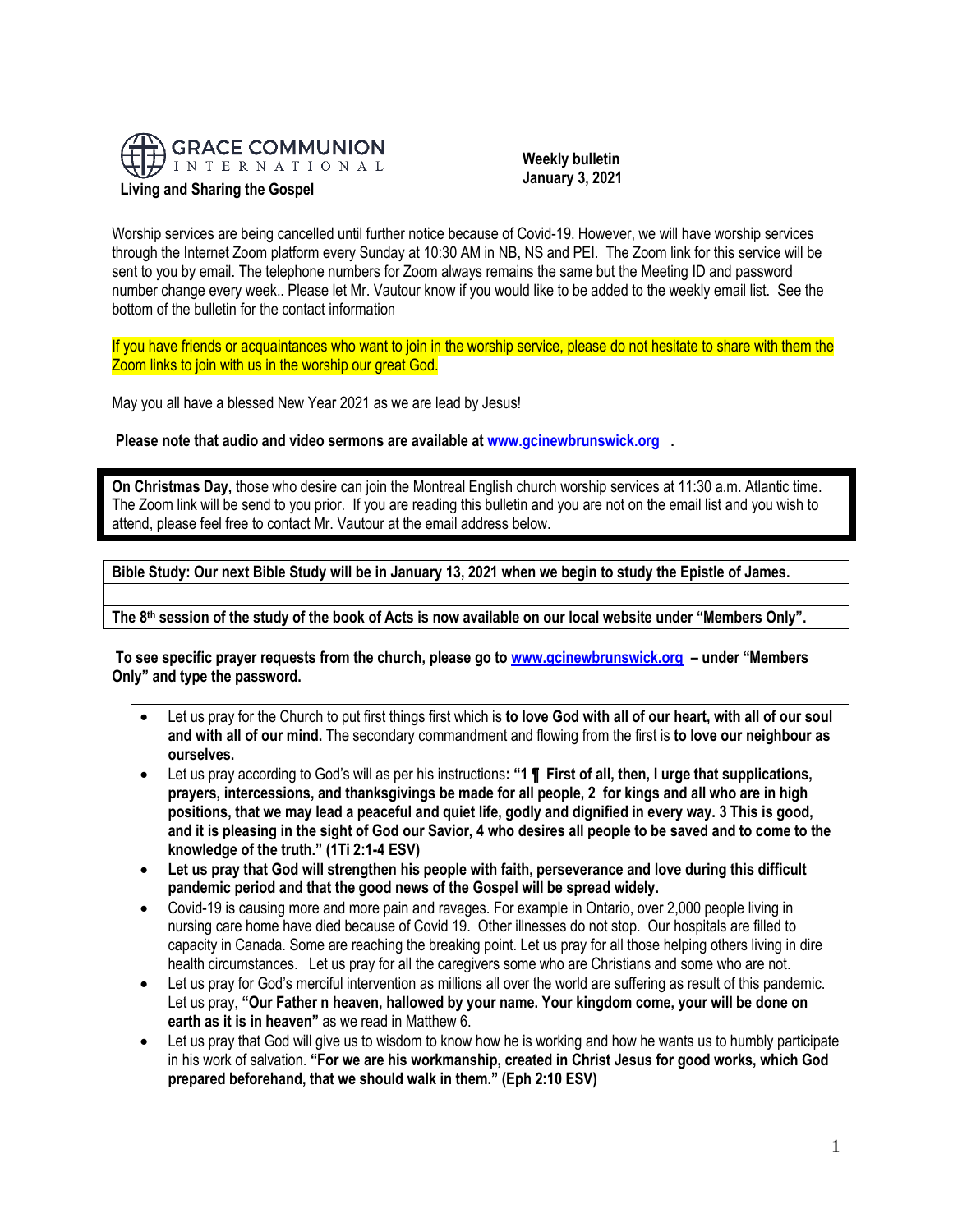**GRACE COMMUNION INTERNATIONAL**

**Living and Sharing the Gospel**

**Weekly bulletin**
**January 3, 2021**

Worship services are being cancelled until further notice because of Covid-19. However, we will have worship services through the Internet Zoom platform every Sunday at 10:30 AM in NB, NS and PEI. The Zoom link for this service will be sent to you by email. The telephone numbers for Zoom always remains the same but the Meeting ID and password number change every week.. Please let Mr. Vautour know if you would like to be added to the weekly email list. See the bottom of the bulletin for the contact information

If you have friends or acquaintances who want to join in the worship service, please do not hesitate to share with them the Zoom links to join with us in the worship our great God.

May you all have a blessed New Year 2021 as we are lead by Jesus!

**Please note that audio and video sermons are available at [www.gcinewbrunswick.org](http://www.gcinewbrunswick.org) .**

**On Christmas Day,** those who desire can join the Montreal English church worship services at 11:30 a.m. Atlantic time. The Zoom link will be send to you prior. If you are reading this bulletin and you are not on the email list and you wish to attend, please feel free to contact Mr. Vautour at the email address below.

**Bible Study: Our next Bible Study will be in January 13, 2021 when we begin to study the Epistle of James.**

**The 8th session of the study of the book of Acts is now available on our local website under "Members Only".**

**To see specific prayer requests from the church, please go to [www.gcinewbrunswick.org](http://www.gcinewbrunswick.org) – under "Members Only" and type the password.**

- Let us pray for the Church to put first things first which is **to love God with all of our heart, with all of our soul and with all of our mind.** The secondary commandment and flowing from the first is **to love our neighbour as ourselves.**
- Let us pray according to God's will as per his instructions**: "1 ¶ First of all, then, I urge that supplications, prayers, intercessions, and thanksgivings be made for all people, 2 for kings and all who are in high positions, that we may lead a peaceful and quiet life, godly and dignified in every way. 3 This is good, and it is pleasing in the sight of God our Savior, 4 who desires all people to be saved and to come to the knowledge of the truth." (1Ti 2:1-4 ESV)**
- **Let us pray that God will strengthen his people with faith, perseverance and love during this difficult pandemic period and that the good news of the Gospel will be spread widely.**
- Covid-19 is causing more and more pain and ravages. For example in Ontario, over 2,000 people living in nursing care home have died because of Covid 19. Other illnesses do not stop. Our hospitals are filled to capacity in Canada. Some are reaching the breaking point. Let us pray for all those helping others living in dire health circumstances. Let us pray for all the caregivers some who are Christians and some who are not.
- Let us pray for God's merciful intervention as millions all over the world are suffering as result of this pandemic. Let us pray, **"Our Father n heaven, hallowed by your name. Your kingdom come, your will be done on earth as it is in heaven"** as we read in Matthew 6.
- Let us pray that God will give us to wisdom to know how he is working and how he wants us to humbly participate in his work of salvation. **"For we are his workmanship, created in Christ Jesus for good works, which God prepared beforehand, that we should walk in them." (Eph 2:10 ESV)**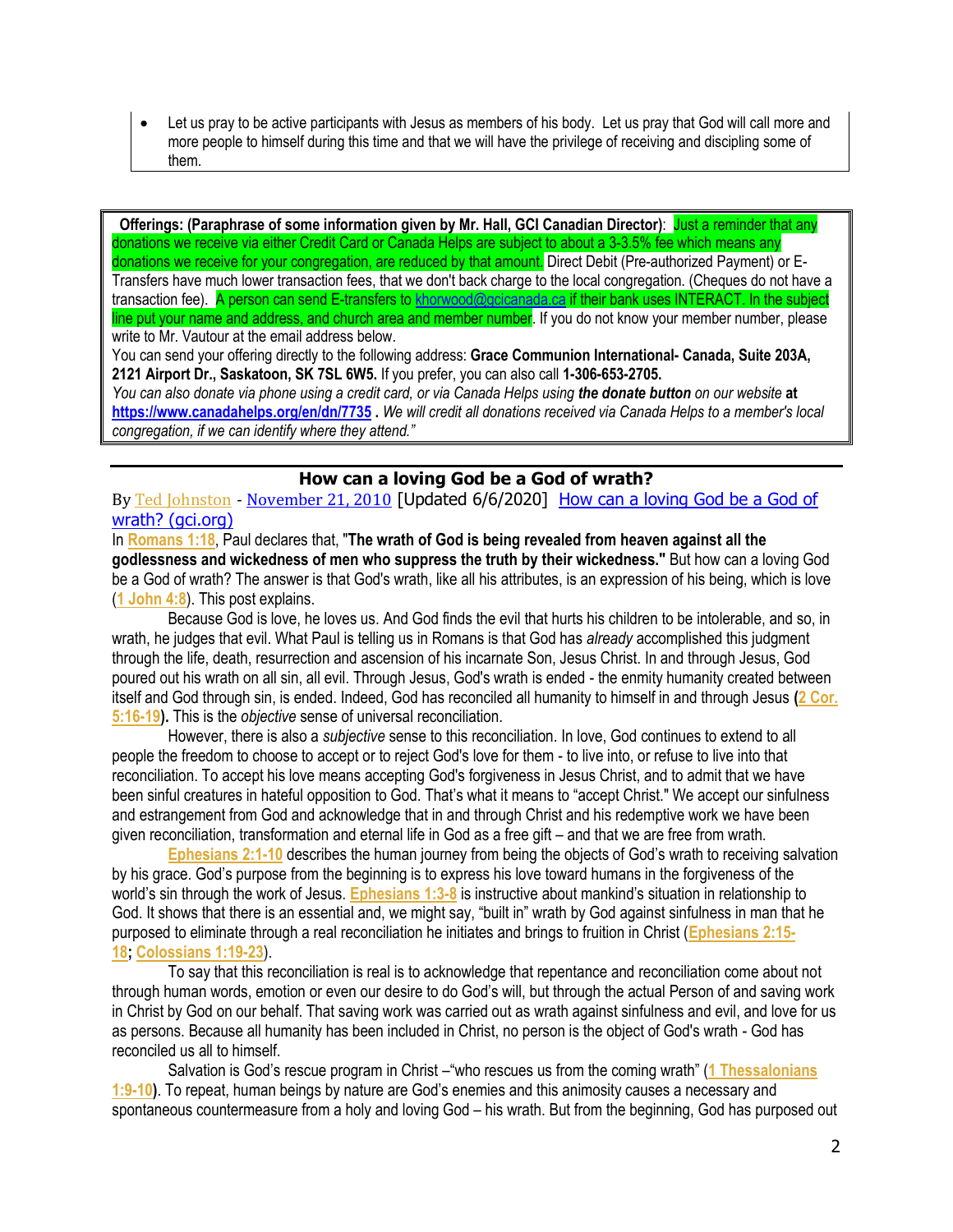- Let us pray to be active participants with Jesus as members of his body. Let us pray that God will call more and more people to himself during this time and that we will have the privilege of receiving and discipling some of them.

**Offerings: (Paraphrase of some information given by Mr. Hall, GCI Canadian Director)**: Just a reminder that any donations we receive via either Credit Card or Canada Helps are subject to about a 3-3.5% fee which means any donations we receive for your congregation, are reduced by that amount. Direct Debit (Pre-authorized Payment) or E-Transfers have much lower transaction fees, that we don't back charge to the local congregation. (Cheques do not have a transaction fee). A person can send E-transfers to khorwood@gcicanada.ca if their bank uses INTERACT. In the subject line put your name and address, and church area and member number. If you do not know your member number, please write to Mr. Vautour at the email address below.

You can send your offering directly to the following address: **Grace Communion International- Canada, Suite 203A, 2121 Airport Dr., Saskatoon, SK 7SL 6W5.** If you prefer, you can also call **1-306-653-2705.**

*You can also donate via phone using a credit card, or via Canada Helps using **the donate button** on our website* **at https://www.canadahelps.org/en/dn/7735 .** *We will credit all donations received via Canada Helps to a member's local congregation, if we can identify where they attend."*

## How can a loving God be a God of wrath?

By Ted Johnston - November 21, 2010 [Updated 6/6/2020] How can a loving God be a God of wrath? (gci.org)

In **Romans 1:18**, Paul declares that, "**The wrath of God is being revealed from heaven against all the godlessness and wickedness of men who suppress the truth by their wickedness."** But how can a loving God be a God of wrath? The answer is that God's wrath, like all his attributes, is an expression of his being, which is love (**1 John 4:8**). This post explains.

Because God is love, he loves us. And God finds the evil that hurts his children to be intolerable, and so, in wrath, he judges that evil. What Paul is telling us in Romans is that God has *already* accomplished this judgment through the life, death, resurrection and ascension of his incarnate Son, Jesus Christ. In and through Jesus, God poured out his wrath on all sin, all evil. Through Jesus, God's wrath is ended - the enmity humanity created between itself and God through sin, is ended. Indeed, God has reconciled all humanity to himself in and through Jesus (**2 Cor. 5:16-19**). This is the *objective* sense of universal reconciliation.

However, there is also a *subjective* sense to this reconciliation. In love, God continues to extend to all people the freedom to choose to accept or to reject God's love for them - to live into, or refuse to live into that reconciliation. To accept his love means accepting God's forgiveness in Jesus Christ, and to admit that we have been sinful creatures in hateful opposition to God. That's what it means to "accept Christ." We accept our sinfulness and estrangement from God and acknowledge that in and through Christ and his redemptive work we have been given reconciliation, transformation and eternal life in God as a free gift – and that we are free from wrath.

**Ephesians 2:1-10** describes the human journey from being the objects of God's wrath to receiving salvation by his grace. God's purpose from the beginning is to express his love toward humans in the forgiveness of the world's sin through the work of Jesus. **Ephesians 1:3-8** is instructive about mankind's situation in relationship to God. It shows that there is an essential and, we might say, "built in" wrath by God against sinfulness in man that he purposed to eliminate through a real reconciliation he initiates and brings to fruition in Christ (**Ephesians 2:15-18**; **Colossians 1:19-23**).

To say that this reconciliation is real is to acknowledge that repentance and reconciliation come about not through human words, emotion or even our desire to do God's will, but through the actual Person of and saving work in Christ by God on our behalf. That saving work was carried out as wrath against sinfulness and evil, and love for us as persons. Because all humanity has been included in Christ, no person is the object of God's wrath - God has reconciled us all to himself.

Salvation is God's rescue program in Christ –"who rescues us from the coming wrath" (**1 Thessalonians 1:9-10**). To repeat, human beings by nature are God's enemies and this animosity causes a necessary and spontaneous countermeasure from a holy and loving God – his wrath. But from the beginning, God has purposed out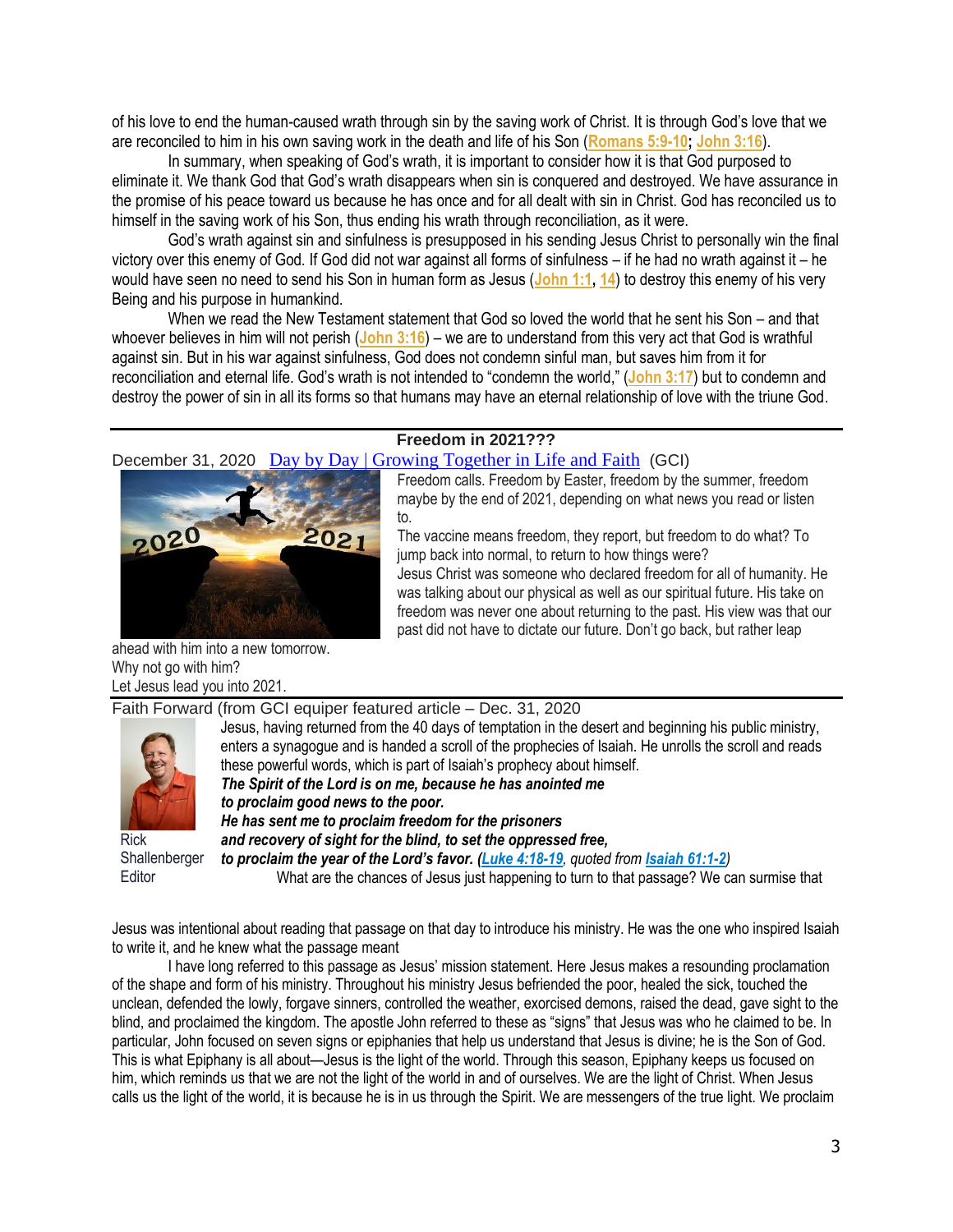of his love to end the human-caused wrath through sin by the saving work of Christ. It is through God's love that we are reconciled to him in his own saving work in the death and life of his Son (**Romans 5:9-10**; **John 3:16**).

In summary, when speaking of God's wrath, it is important to consider how it is that God purposed to eliminate it. We thank God that God's wrath disappears when sin is conquered and destroyed. We have assurance in the promise of his peace toward us because he has once and for all dealt with sin in Christ. God has reconciled us to himself in the saving work of his Son, thus ending his wrath through reconciliation, as it were.

God's wrath against sin and sinfulness is presupposed in his sending Jesus Christ to personally win the final victory over this enemy of God. If God did not war against all forms of sinfulness – if he had no wrath against it – he would have seen no need to send his Son in human form as Jesus (**John 1:1**, **14**) to destroy this enemy of his very Being and his purpose in humankind.

When we read the New Testament statement that God so loved the world that he sent his Son – and that whoever believes in him will not perish (**John 3:16**) – we are to understand from this very act that God is wrathful against sin. But in his war against sinfulness, God does not condemn sinful man, but saves him from it for reconciliation and eternal life. God's wrath is not intended to "condemn the world," (**John 3:17**) but to condemn and destroy the power of sin in all its forms so that humans may have an eternal relationship of love with the triune God.

---

## Freedom in 2021???

December 31, 2020 Day by Day | Growing Together in Life and Faith (GCI)

Freedom calls. Freedom by Easter, freedom by the summer, freedom maybe by the end of 2021, depending on what news you read or listen to.

The vaccine means freedom, they report, but freedom to do what? To jump back into normal, to return to how things were?

Jesus Christ was someone who declared freedom for all of humanity. He was talking about our physical as well as our spiritual future. His take on freedom was never one about returning to the past. His view was that our past did not have to dictate our future. Don't go back, but rather leap ahead with him into a new tomorrow.

Why not go with him?

Let Jesus lead you into 2021.

---

Faith Forward (from GCI equiper featured article – Dec. 31, 2020

Rick Shallenberger
Editor

Jesus, having returned from the 40 days of temptation in the desert and beginning his public ministry, enters a synagogue and is handed a scroll of the prophecies of Isaiah. He unrolls the scroll and reads these powerful words, which is part of Isaiah's prophecy about himself.

***The Spirit of the Lord is on me, because he has anointed me***
***to proclaim good news to the poor.***
***He has sent me to proclaim freedom for the prisoners***
***and recovery of sight for the blind, to set the oppressed free,***
***to proclaim the year of the Lord's favor. (Luke 4:18-19**, quoted from **Isaiah 61:1-2)***

What are the chances of Jesus just happening to turn to that passage? We can surmise that Jesus was intentional about reading that passage on that day to introduce his ministry. He was the one who inspired Isaiah to write it, and he knew what the passage meant

I have long referred to this passage as Jesus' mission statement. Here Jesus makes a resounding proclamation of the shape and form of his ministry. Throughout his ministry Jesus befriended the poor, healed the sick, touched the unclean, defended the lowly, forgave sinners, controlled the weather, exorcised demons, raised the dead, gave sight to the blind, and proclaimed the kingdom. The apostle John referred to these as "signs" that Jesus was who he claimed to be. In particular, John focused on seven signs or epiphanies that help us understand that Jesus is divine; he is the Son of God. This is what Epiphany is all about—Jesus is the light of the world. Through this season, Epiphany keeps us focused on him, which reminds us that we are not the light of the world in and of ourselves. We are the light of Christ. When Jesus calls us the light of the world, it is because he is in us through the Spirit. We are messengers of the true light. We proclaim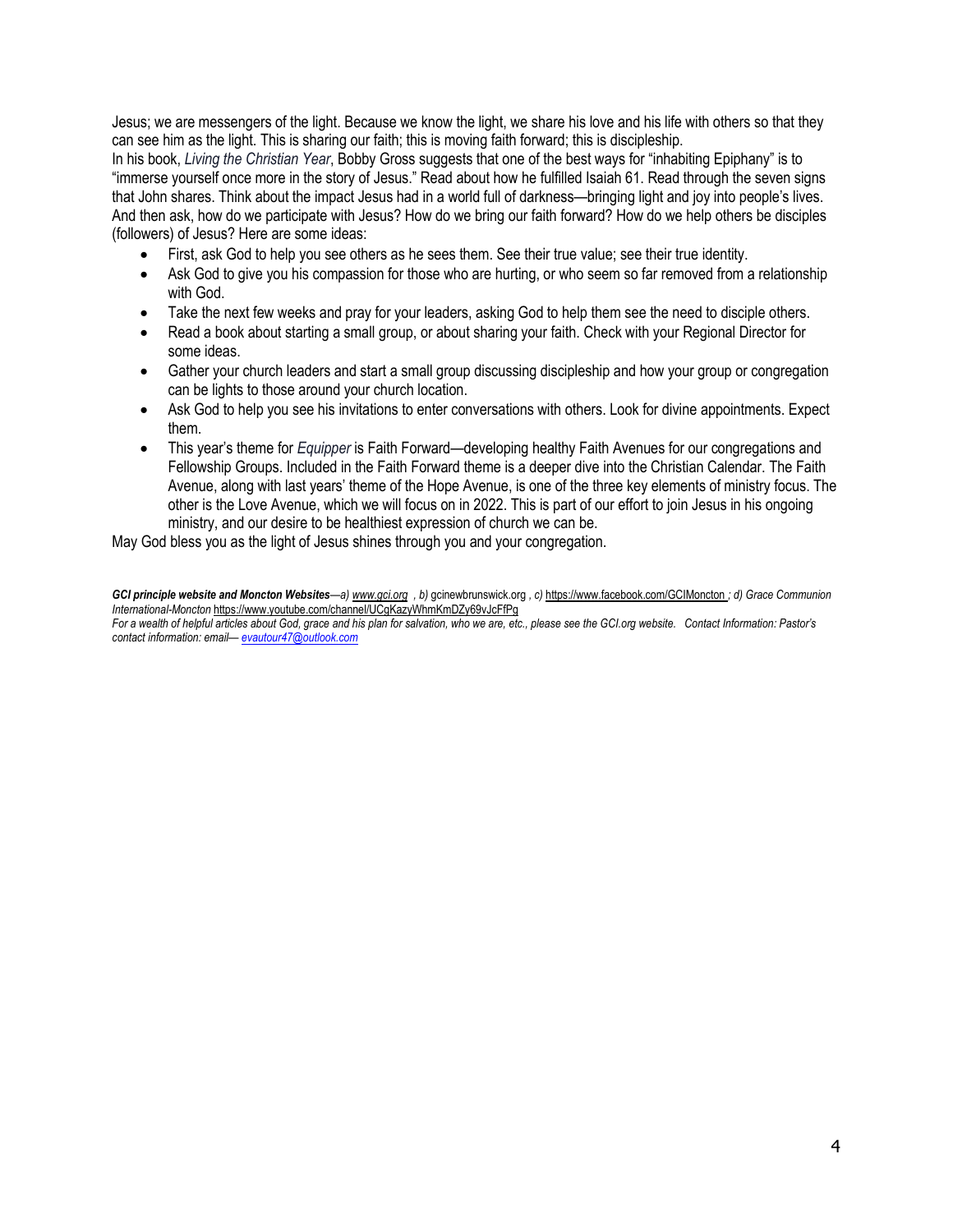Jesus; we are messengers of the light. Because we know the light, we share his love and his life with others so that they can see him as the light. This is sharing our faith; this is moving faith forward; this is discipleship.

In his book, *Living the Christian Year*, Bobby Gross suggests that one of the best ways for "inhabiting Epiphany" is to "immerse yourself once more in the story of Jesus." Read about how he fulfilled Isaiah 61. Read through the seven signs that John shares. Think about the impact Jesus had in a world full of darkness—bringing light and joy into people's lives. And then ask, how do we participate with Jesus? How do we bring our faith forward? How do we help others be disciples (followers) of Jesus? Here are some ideas:

- First, ask God to help you see others as he sees them. See their true value; see their true identity.
- Ask God to give you his compassion for those who are hurting, or who seem so far removed from a relationship with God.
- Take the next few weeks and pray for your leaders, asking God to help them see the need to disciple others.
- Read a book about starting a small group, or about sharing your faith. Check with your Regional Director for some ideas.
- Gather your church leaders and start a small group discussing discipleship and how your group or congregation can be lights to those around your church location.
- Ask God to help you see his invitations to enter conversations with others. Look for divine appointments. Expect them.
- This year's theme for *Equipper* is Faith Forward—developing healthy Faith Avenues for our congregations and Fellowship Groups. Included in the Faith Forward theme is a deeper dive into the Christian Calendar. The Faith Avenue, along with last years' theme of the Hope Avenue, is one of the three key elements of ministry focus. The other is the Love Avenue, which we will focus on in 2022. This is part of our effort to join Jesus in his ongoing ministry, and our desire to be healthiest expression of church we can be.

May God bless you as the light of Jesus shines through you and your congregation.

***GCI principle website and Moncton Websites****—a)* www.gci.org *, b)* gcinewbrunswick.org *, c)* https://www.facebook.com/GCIMoncton *; d) Grace Communion International-Moncton* https://www.youtube.com/channel/UCgKazyWhmKmDZy69vJcFfPg

*For a wealth of helpful articles about God, grace and his plan for salvation, who we are, etc., please see the GCI.org website. Contact Information: Pastor's contact information: email—* *evautour47@outlook.com*